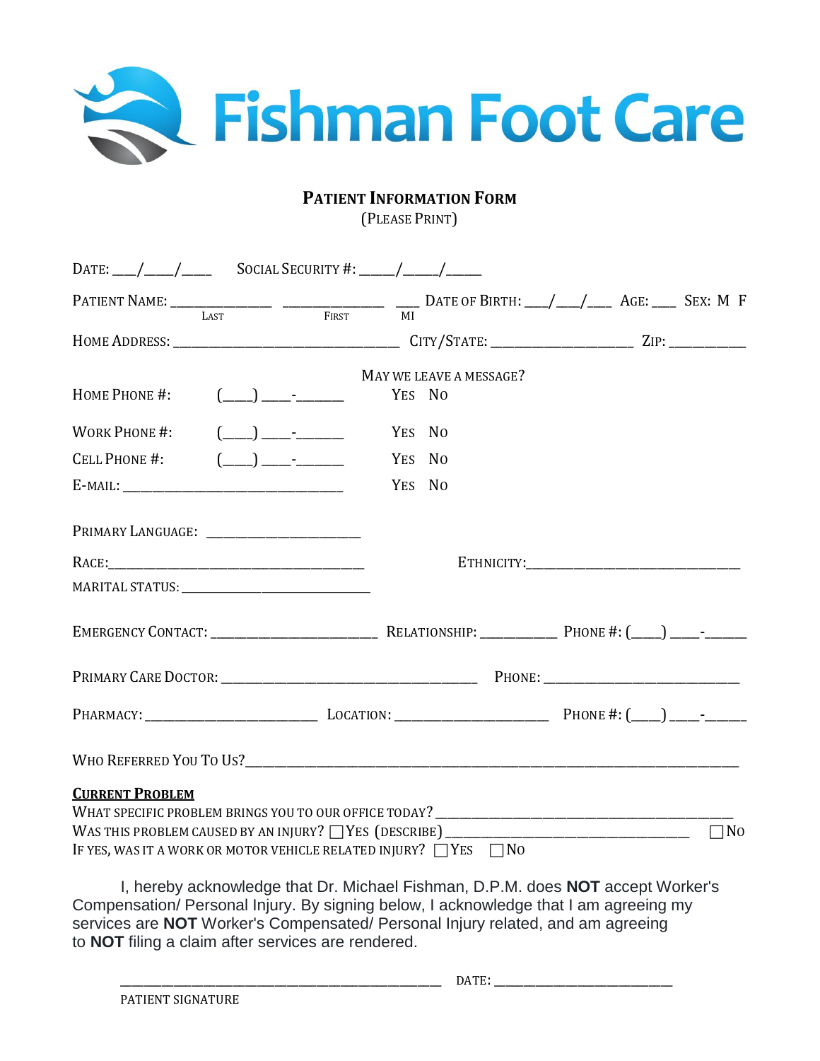# Fishman Foot Care

## PATIENT INFORMATION FORM

(PLEASE PRINT)

DATE: ___/____/____ SOCIAL SECURITY #: _____/_____/_____

PATIENT NAME: _______________ _______________ ___ DATE OF BIRTH: ___/___/___ AGE: ___ SEX: M F
LAST FIRST MI

HOME ADDRESS: ________________________________ CITY/STATE: ____________________ ZIP: ___________

MAY WE LEAVE A MESSAGE?

HOME PHONE #: (____) ____-______ YES NO

WORK PHONE #: (____) ____-______ YES NO

CELL PHONE #: (____) ____-______ YES NO

E-MAIL: ________________________________ YES NO

PRIMARY LANGUAGE: ______________________

RACE:______________________________________ ETHNICITY:________________________________

MARITAL STATUS: ______________________________

EMERGENCY CONTACT: ________________________ RELATIONSHIP: ___________ PHONE #: (____) ____-______

PRIMARY CARE DOCTOR: ____________________________________ PHONE: ____________________________

PHARMACY: _________________________ LOCATION: ______________________ PHONE #: (____) ____-______

WHO REFERRED YOU TO US?__________________________________________________________________________

**CURRENT PROBLEM**

WHAT SPECIFIC PROBLEM BRINGS YOU TO OUR OFFICE TODAY? __________________________________________

WAS THIS PROBLEM CAUSED BY AN INJURY? ☐ YES (DESCRIBE) ___________________________________ ☐ NO

IF YES, WAS IT A WORK OR MOTOR VEHICLE RELATED INJURY? ☐ YES ☐ NO

I, hereby acknowledge that Dr. Michael Fishman, D.P.M. does **NOT** accept Worker's Compensation/ Personal Injury. By signing below, I acknowledge that I am agreeing my services are **NOT** Worker's Compensated/ Personal Injury related, and am agreeing to **NOT** filing a claim after services are rendered.

_____________________________________________ DATE: _________________________

PATIENT SIGNATURE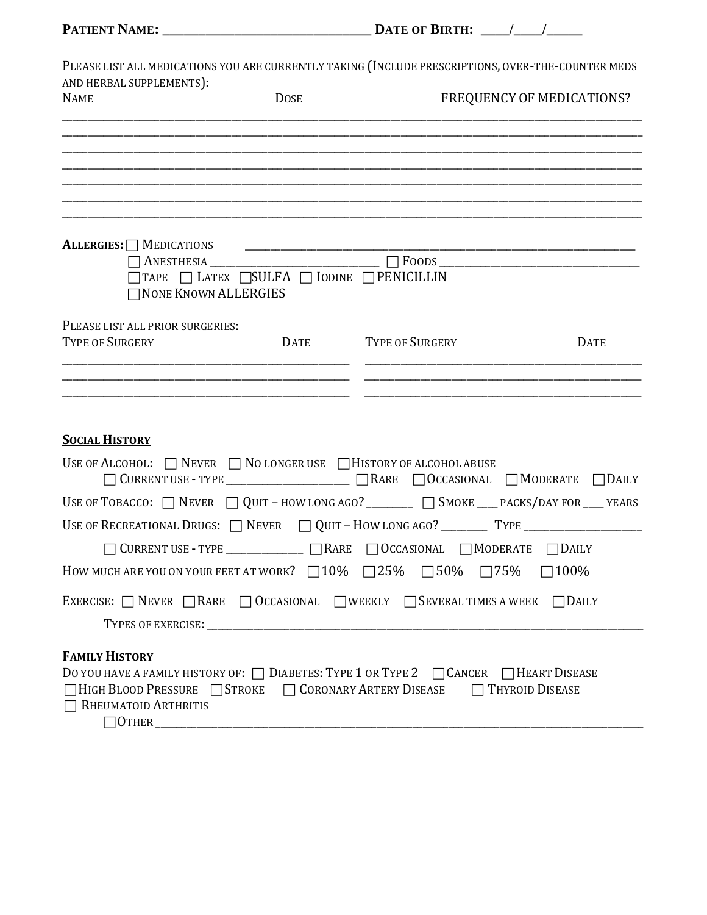**PATIENT NAME: _______________________________ DATE OF BIRTH: ____/____/_____**

PLEASE LIST ALL MEDICATIONS YOU ARE CURRENTLY TAKING (INCLUDE PRESCRIPTIONS, OVER-THE-COUNTER MEDS AND HERBAL SUPPLEMENTS):

| NAME | DOSE | FREQUENCY OF MEDICATIONS? |
|---|---|---|
| | | |
| | | |
| | | |
| | | |
| | | |
| | | |
| | | |

**ALLERGIES:** ☐ MEDICATIONS ___________________________________________________________________

☐ ANESTHESIA ____________________________ ☐ FOODS _________________________________

☐ TAPE ☐ LATEX ☐ SULFA ☐ IODINE ☐ PENICILLIN

☐ NONE KNOWN ALLERGIES

PLEASE LIST ALL PRIOR SURGERIES:

| TYPE OF SURGERY | DATE | TYPE OF SURGERY | DATE |
|---|---|---|---|
| | | | |
| | | | |
| | | | |

## SOCIAL HISTORY

USE OF ALCOHOL: ☐ NEVER ☐ NO LONGER USE ☐ HISTORY OF ALCOHOL ABUSE

☐ CURRENT USE - TYPE ____________________ ☐ RARE ☐ OCCASIONAL ☐ MODERATE ☐ DAILY

USE OF TOBACCO: ☐ NEVER ☐ QUIT – HOW LONG AGO? ________ ☐ SMOKE ___ PACKS/DAY FOR ___ YEARS

USE OF RECREATIONAL DRUGS: ☐ NEVER ☐ QUIT – HOW LONG AGO? ________ TYPE ____________________

☐ CURRENT USE - TYPE _____________ ☐ RARE ☐ OCCASIONAL ☐ MODERATE ☐ DAILY

HOW MUCH ARE YOU ON YOUR FEET AT WORK? ☐ 10% ☐ 25% ☐ 50% ☐ 75% ☐ 100%

EXERCISE: ☐ NEVER ☐ RARE ☐ OCCASIONAL ☐ WEEKLY ☐ SEVERAL TIMES A WEEK ☐ DAILY

TYPES OF EXERCISE: ___________________________________________________________________________

## FAMILY HISTORY

DO YOU HAVE A FAMILY HISTORY OF: ☐ DIABETES: TYPE 1 OR TYPE 2 ☐ CANCER ☐ HEART DISEASE

☐ HIGH BLOOD PRESSURE ☐ STROKE ☐ CORONARY ARTERY DISEASE ☐ THYROID DISEASE

☐ RHEUMATOID ARTHRITIS

☐ OTHER ___________________________________________________________________________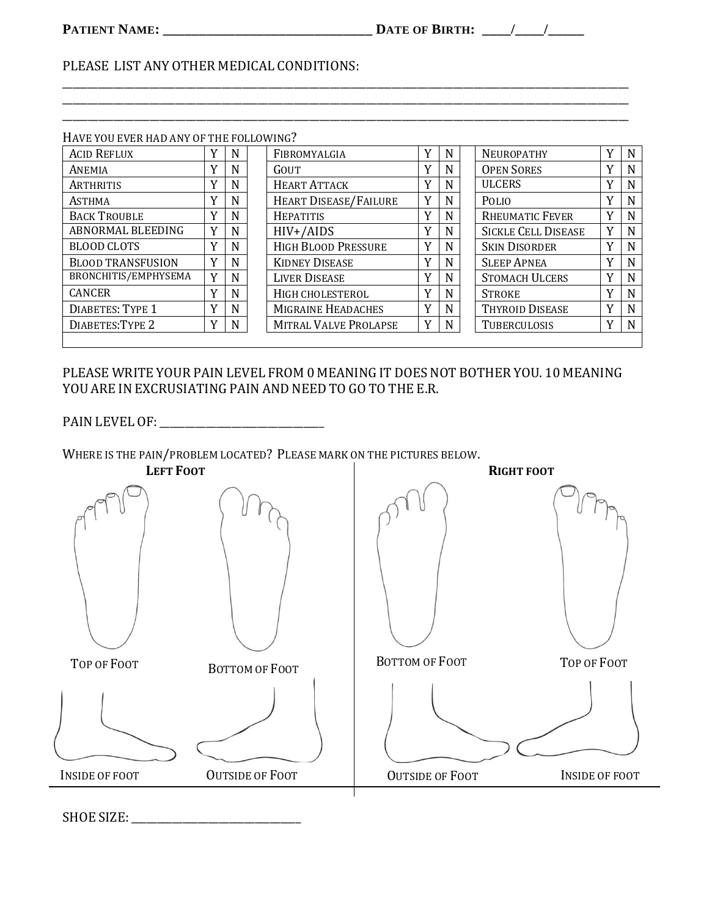**PATIENT NAME:** ______________________________ **DATE OF BIRTH:** ____/____/_____

PLEASE LIST ANY OTHER MEDICAL CONDITIONS:

_______________________________________________________________________________________

_______________________________________________________________________________________

_______________________________________________________________________________________

HAVE YOU EVER HAD ANY OF THE FOLLOWING?

| | | | | | | | | |
|---|---|---|---|---|---|---|---|---|
| ACID REFLUX | Y | N | FIBROMYALGIA | Y | N | NEUROPATHY | Y | N |
| ANEMIA | Y | N | GOUT | Y | N | OPEN SORES | Y | N |
| ARTHRITIS | Y | N | HEART ATTACK | Y | N | ULCERS | Y | N |
| ASTHMA | Y | N | HEART DISEASE/FAILURE | Y | N | POLIO | Y | N |
| BACK TROUBLE | Y | N | HEPATITIS | Y | N | RHEUMATIC FEVER | Y | N |
| ABNORMAL BLEEDING | Y | N | HIV+/AIDS | Y | N | SICKLE CELL DISEASE | Y | N |
| BLOOD CLOTS | Y | N | HIGH BLOOD PRESSURE | Y | N | SKIN DISORDER | Y | N |
| BLOOD TRANSFUSION | Y | N | KIDNEY DISEASE | Y | N | SLEEP APNEA | Y | N |
| BRONCHITIS/EMPHYSEMA | Y | N | LIVER DISEASE | Y | N | STOMACH ULCERS | Y | N |
| CANCER | Y | N | HIGH CHOLESTEROL | Y | N | STROKE | Y | N |
| DIABETES: TYPE 1 | Y | N | MIGRAINE HEADACHES | Y | N | THYROID DISEASE | Y | N |
| DIABETES:TYPE 2 | Y | N | MITRAL VALVE PROLAPSE | Y | N | TUBERCULOSIS | Y | N |

PLEASE WRITE YOUR PAIN LEVEL FROM 0 MEANING IT DOES NOT BOTHER YOU. 10 MEANING YOU ARE IN EXCRUSIATING PAIN AND NEED TO GO TO THE E.R.

PAIN LEVEL OF: ___________________________

WHERE IS THE PAIN/PROBLEM LOCATED? PLEASE MARK ON THE PICTURES BELOW.

**LEFT FOOT**

TOP OF FOOT

BOTTOM OF FOOT

INSIDE OF FOOT

OUTSIDE OF FOOT

**RIGHT FOOT**

BOTTOM OF FOOT

TOP OF FOOT

OUTSIDE OF FOOT

INSIDE OF FOOT

SHOE SIZE: ___________________________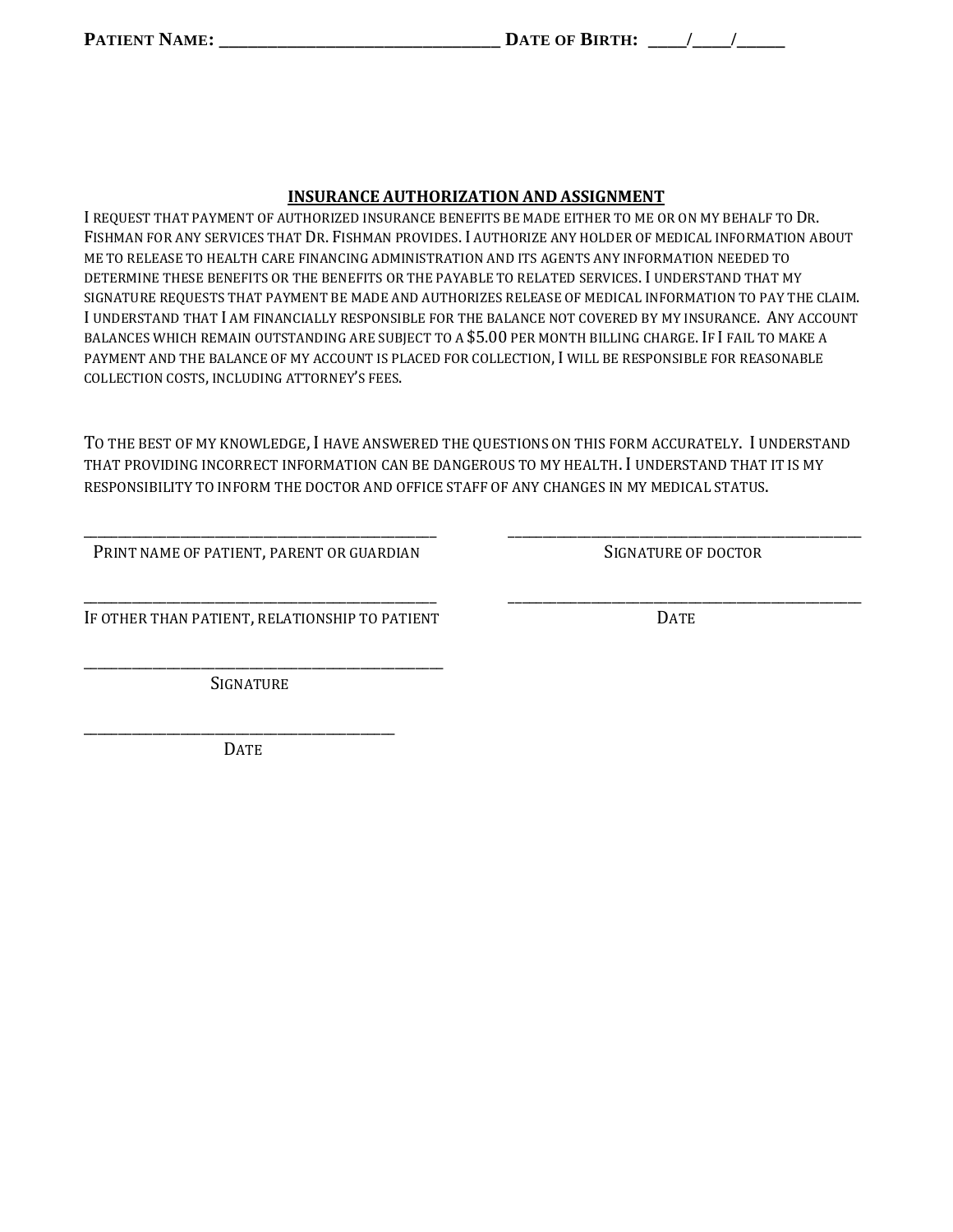**Patient Name: ________________________________ Date of Birth: ____/____/_____**

## INSURANCE AUTHORIZATION AND ASSIGNMENT

I REQUEST THAT PAYMENT OF AUTHORIZED INSURANCE BENEFITS BE MADE EITHER TO ME OR ON MY BEHALF TO DR. FISHMAN FOR ANY SERVICES THAT DR. FISHMAN PROVIDES. I AUTHORIZE ANY HOLDER OF MEDICAL INFORMATION ABOUT ME TO RELEASE TO HEALTH CARE FINANCING ADMINISTRATION AND ITS AGENTS ANY INFORMATION NEEDED TO DETERMINE THESE BENEFITS OR THE BENEFITS OR THE PAYABLE TO RELATED SERVICES. I UNDERSTAND THAT MY SIGNATURE REQUESTS THAT PAYMENT BE MADE AND AUTHORIZES RELEASE OF MEDICAL INFORMATION TO PAY THE CLAIM. I UNDERSTAND THAT I AM FINANCIALLY RESPONSIBLE FOR THE BALANCE NOT COVERED BY MY INSURANCE. ANY ACCOUNT BALANCES WHICH REMAIN OUTSTANDING ARE SUBJECT TO A $5.00 PER MONTH BILLING CHARGE. IF I FAIL TO MAKE A PAYMENT AND THE BALANCE OF MY ACCOUNT IS PLACED FOR COLLECTION, I WILL BE RESPONSIBLE FOR REASONABLE COLLECTION COSTS, INCLUDING ATTORNEY'S FEES.

TO THE BEST OF MY KNOWLEDGE, I HAVE ANSWERED THE QUESTIONS ON THIS FORM ACCURATELY. I UNDERSTAND THAT PROVIDING INCORRECT INFORMATION CAN BE DANGEROUS TO MY HEALTH. I UNDERSTAND THAT IT IS MY RESPONSIBILITY TO INFORM THE DOCTOR AND OFFICE STAFF OF ANY CHANGES IN MY MEDICAL STATUS.

______________________________________________
PRINT NAME OF PATIENT, PARENT OR GUARDIAN

______________________________________________
SIGNATURE OF DOCTOR

______________________________________________
IF OTHER THAN PATIENT, RELATIONSHIP TO PATIENT

______________________________________________
DATE

______________________________________________
SIGNATURE

______________________________________________
DATE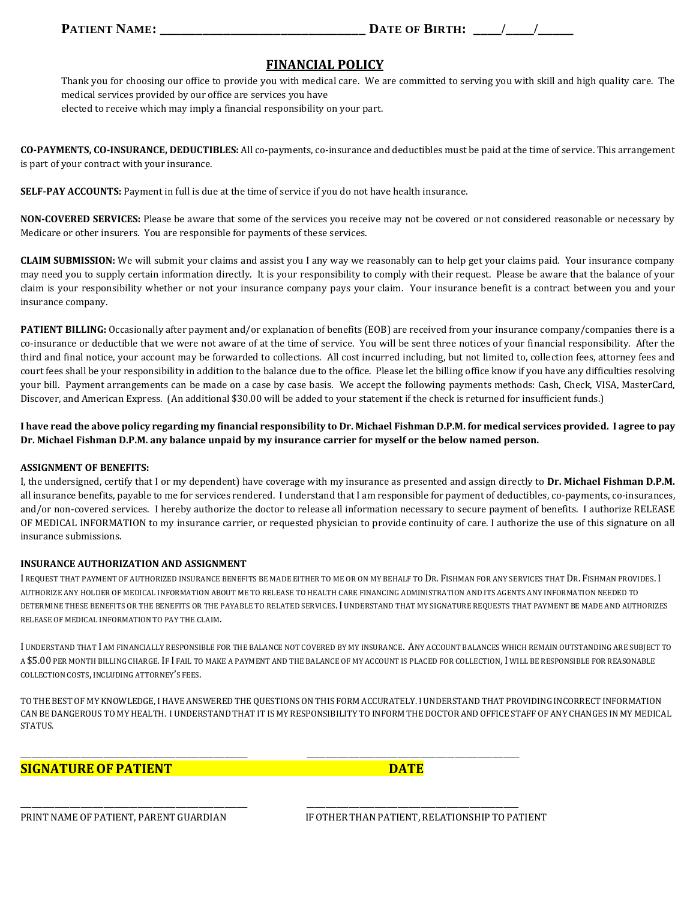**PATIENT NAME:** ______________________________ **DATE OF BIRTH:** ____/____/______

## FINANCIAL POLICY

Thank you for choosing our office to provide you with medical care. We are committed to serving you with skill and high quality care. The medical services provided by our office are services you have elected to receive which may imply a financial responsibility on your part.

**CO-PAYMENTS, CO-INSURANCE, DEDUCTIBLES:** All co-payments, co-insurance and deductibles must be paid at the time of service. This arrangement is part of your contract with your insurance.

**SELF-PAY ACCOUNTS:** Payment in full is due at the time of service if you do not have health insurance.

**NON-COVERED SERVICES:** Please be aware that some of the services you receive may not be covered or not considered reasonable or necessary by Medicare or other insurers. You are responsible for payments of these services.

**CLAIM SUBMISSION:** We will submit your claims and assist you I any way we reasonably can to help get your claims paid. Your insurance company may need you to supply certain information directly. It is your responsibility to comply with their request. Please be aware that the balance of your claim is your responsibility whether or not your insurance company pays your claim. Your insurance benefit is a contract between you and your insurance company.

**PATIENT BILLING:** Occasionally after payment and/or explanation of benefits (EOB) are received from your insurance company/companies there is a co-insurance or deductible that we were not aware of at the time of service. You will be sent three notices of your financial responsibility. After the third and final notice, your account may be forwarded to collections. All cost incurred including, but not limited to, collection fees, attorney fees and court fees shall be your responsibility in addition to the balance due to the office. Please let the billing office know if you have any difficulties resolving your bill. Payment arrangements can be made on a case by case basis. We accept the following payments methods: Cash, Check, VISA, MasterCard, Discover, and American Express. (An additional $30.00 will be added to your statement if the check is returned for insufficient funds.)

**I have read the above policy regarding my financial responsibility to Dr. Michael Fishman D.P.M. for medical services provided. I agree to pay Dr. Michael Fishman D.P.M. any balance unpaid by my insurance carrier for myself or the below named person.**

**ASSIGNMENT OF BENEFITS:**

I, the undersigned, certify that I or my dependent) have coverage with my insurance as presented and assign directly to **Dr. Michael Fishman D.P.M.** all insurance benefits, payable to me for services rendered. I understand that I am responsible for payment of deductibles, co-payments, co-insurances, and/or non-covered services. I hereby authorize the doctor to release all information necessary to secure payment of benefits. I authorize RELEASE OF MEDICAL INFORMATION to my insurance carrier, or requested physician to provide continuity of care. I authorize the use of this signature on all insurance submissions.

**INSURANCE AUTHORIZATION AND ASSIGNMENT**

I REQUEST THAT PAYMENT OF AUTHORIZED INSURANCE BENEFITS BE MADE EITHER TO ME OR ON MY BEHALF TO DR. FISHMAN FOR ANY SERVICES THAT DR. FISHMAN PROVIDES. I AUTHORIZE ANY HOLDER OF MEDICAL INFORMATION ABOUT ME TO RELEASE TO HEALTH CARE FINANCING ADMINISTRATION AND ITS AGENTS ANY INFORMATION NEEDED TO DETERMINE THESE BENEFITS OR THE BENEFITS OR THE PAYABLE TO RELATED SERVICES. I UNDERSTAND THAT MY SIGNATURE REQUESTS THAT PAYMENT BE MADE AND AUTHORIZES RELEASE OF MEDICAL INFORMATION TO PAY THE CLAIM.

I UNDERSTAND THAT I AM FINANCIALLY RESPONSIBLE FOR THE BALANCE NOT COVERED BY MY INSURANCE. ANY ACCOUNT BALANCES WHICH REMAIN OUTSTANDING ARE SUBJECT TO A $5.00 PER MONTH BILLING CHARGE. IF I FAIL TO MAKE A PAYMENT AND THE BALANCE OF MY ACCOUNT IS PLACED FOR COLLECTION, I WILL BE RESPONSIBLE FOR REASONABLE COLLECTION COSTS, INCLUDING ATTORNEY'S FEES.

TO THE BEST OF MY KNOWLEDGE, I HAVE ANSWERED THE QUESTIONS ON THIS FORM ACCURATELY. I UNDERSTAND THAT PROVIDING INCORRECT INFORMATION CAN BE DANGEROUS TO MY HEALTH. I UNDERSTAND THAT IT IS MY RESPONSIBILITY TO INFORM THE DOCTOR AND OFFICE STAFF OF ANY CHANGES IN MY MEDICAL STATUS.

______________________________ ______________________________

**SIGNATURE OF PATIENT** **DATE**

______________________________ ______________________________

PRINT NAME OF PATIENT, PARENT GUARDIAN IF OTHER THAN PATIENT, RELATIONSHIP TO PATIENT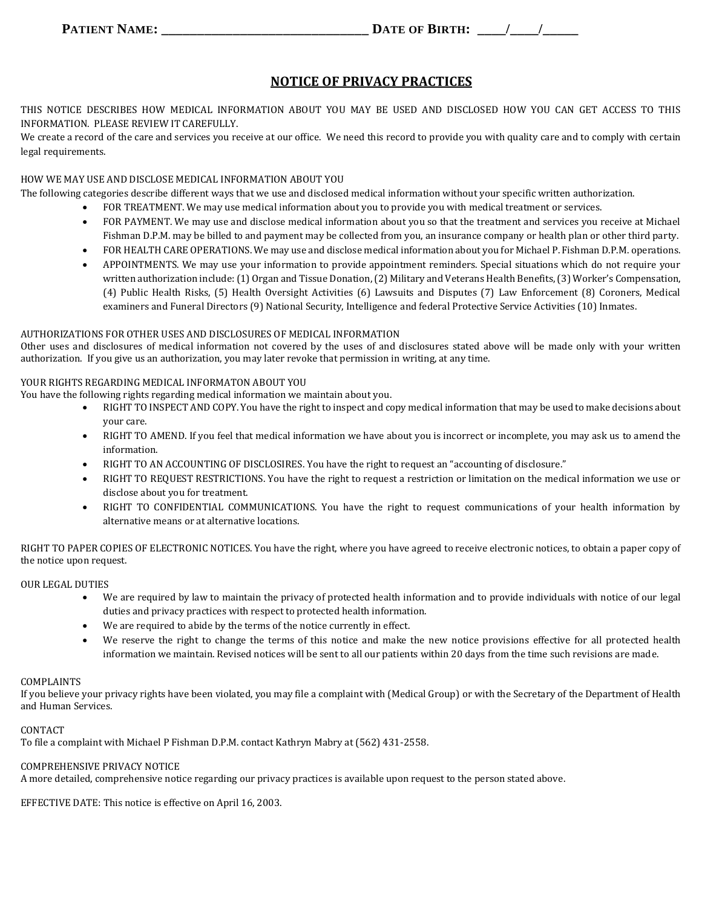**PATIENT NAME: ________________________________ DATE OF BIRTH: ____/____/______**

# NOTICE OF PRIVACY PRACTICES

THIS NOTICE DESCRIBES HOW MEDICAL INFORMATION ABOUT YOU MAY BE USED AND DISCLOSED HOW YOU CAN GET ACCESS TO THIS INFORMATION. PLEASE REVIEW IT CAREFULLY.

We create a record of the care and services you receive at our office. We need this record to provide you with quality care and to comply with certain legal requirements.

HOW WE MAY USE AND DISCLOSE MEDICAL INFORMATION ABOUT YOU

The following categories describe different ways that we use and disclosed medical information without your specific written authorization.

- FOR TREATMENT. We may use medical information about you to provide you with medical treatment or services.
- FOR PAYMENT. We may use and disclose medical information about you so that the treatment and services you receive at Michael Fishman D.P.M. may be billed to and payment may be collected from you, an insurance company or health plan or other third party.
- FOR HEALTH CARE OPERATIONS. We may use and disclose medical information about you for Michael P. Fishman D.P.M. operations.
- APPOINTMENTS. We may use your information to provide appointment reminders. Special situations which do not require your written authorization include: (1) Organ and Tissue Donation, (2) Military and Veterans Health Benefits, (3) Worker's Compensation, (4) Public Health Risks, (5) Health Oversight Activities (6) Lawsuits and Disputes (7) Law Enforcement (8) Coroners, Medical examiners and Funeral Directors (9) National Security, Intelligence and federal Protective Service Activities (10) Inmates.

AUTHORIZATIONS FOR OTHER USES AND DISCLOSURES OF MEDICAL INFORMATION

Other uses and disclosures of medical information not covered by the uses of and disclosures stated above will be made only with your written authorization. If you give us an authorization, you may later revoke that permission in writing, at any time.

YOUR RIGHTS REGARDING MEDICAL INFORMATON ABOUT YOU

You have the following rights regarding medical information we maintain about you.

- RIGHT TO INSPECT AND COPY. You have the right to inspect and copy medical information that may be used to make decisions about your care.
- RIGHT TO AMEND. If you feel that medical information we have about you is incorrect or incomplete, you may ask us to amend the information.
- RIGHT TO AN ACCOUNTING OF DISCLOSIRES. You have the right to request an "accounting of disclosure."
- RIGHT TO REQUEST RESTRICTIONS. You have the right to request a restriction or limitation on the medical information we use or disclose about you for treatment.
- RIGHT TO CONFIDENTIAL COMMUNICATIONS. You have the right to request communications of your health information by alternative means or at alternative locations.

RIGHT TO PAPER COPIES OF ELECTRONIC NOTICES. You have the right, where you have agreed to receive electronic notices, to obtain a paper copy of the notice upon request.

OUR LEGAL DUTIES

- We are required by law to maintain the privacy of protected health information and to provide individuals with notice of our legal duties and privacy practices with respect to protected health information.
- We are required to abide by the terms of the notice currently in effect.
- We reserve the right to change the terms of this notice and make the new notice provisions effective for all protected health information we maintain. Revised notices will be sent to all our patients within 20 days from the time such revisions are made.

COMPLAINTS

If you believe your privacy rights have been violated, you may file a complaint with (Medical Group) or with the Secretary of the Department of Health and Human Services.

CONTACT

To file a complaint with Michael P Fishman D.P.M. contact Kathryn Mabry at (562) 431-2558.

COMPREHENSIVE PRIVACY NOTICE

A more detailed, comprehensive notice regarding our privacy practices is available upon request to the person stated above.

EFFECTIVE DATE: This notice is effective on April 16, 2003.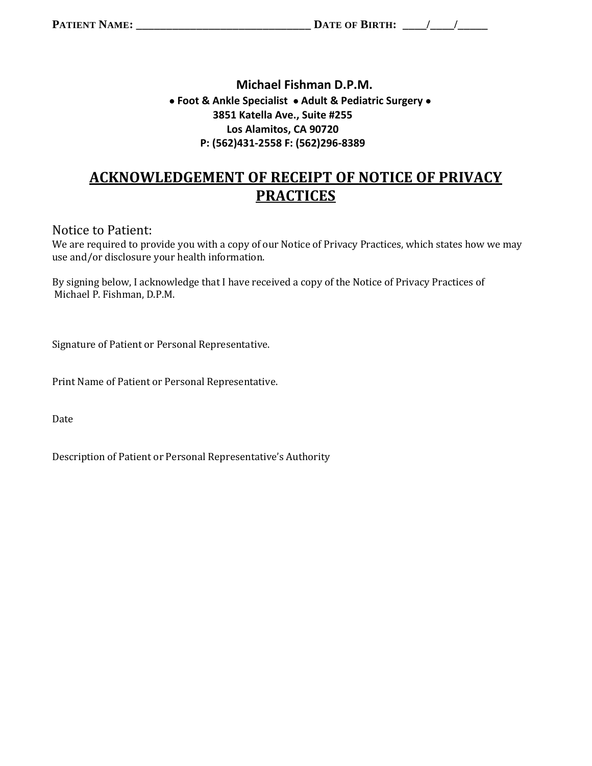**PATIENT NAME: _______________________________ DATE OF BIRTH: ____/____/_____**

**Michael Fishman D.P.M.**

**• Foot & Ankle Specialist • Adult & Pediatric Surgery •**

**3851 Katella Ave., Suite #255**

**Los Alamitos, CA 90720**

**P: (562)431-2558 F: (562)296-8389**

# ACKNOWLEDGEMENT OF RECEIPT OF NOTICE OF PRIVACY PRACTICES

Notice to Patient:

We are required to provide you with a copy of our Notice of Privacy Practices, which states how we may use and/or disclosure your health information.

By signing below, I acknowledge that I have received a copy of the Notice of Privacy Practices of Michael P. Fishman, D.P.M.

Signature of Patient or Personal Representative.

Print Name of Patient or Personal Representative.

Date

Description of Patient or Personal Representative's Authority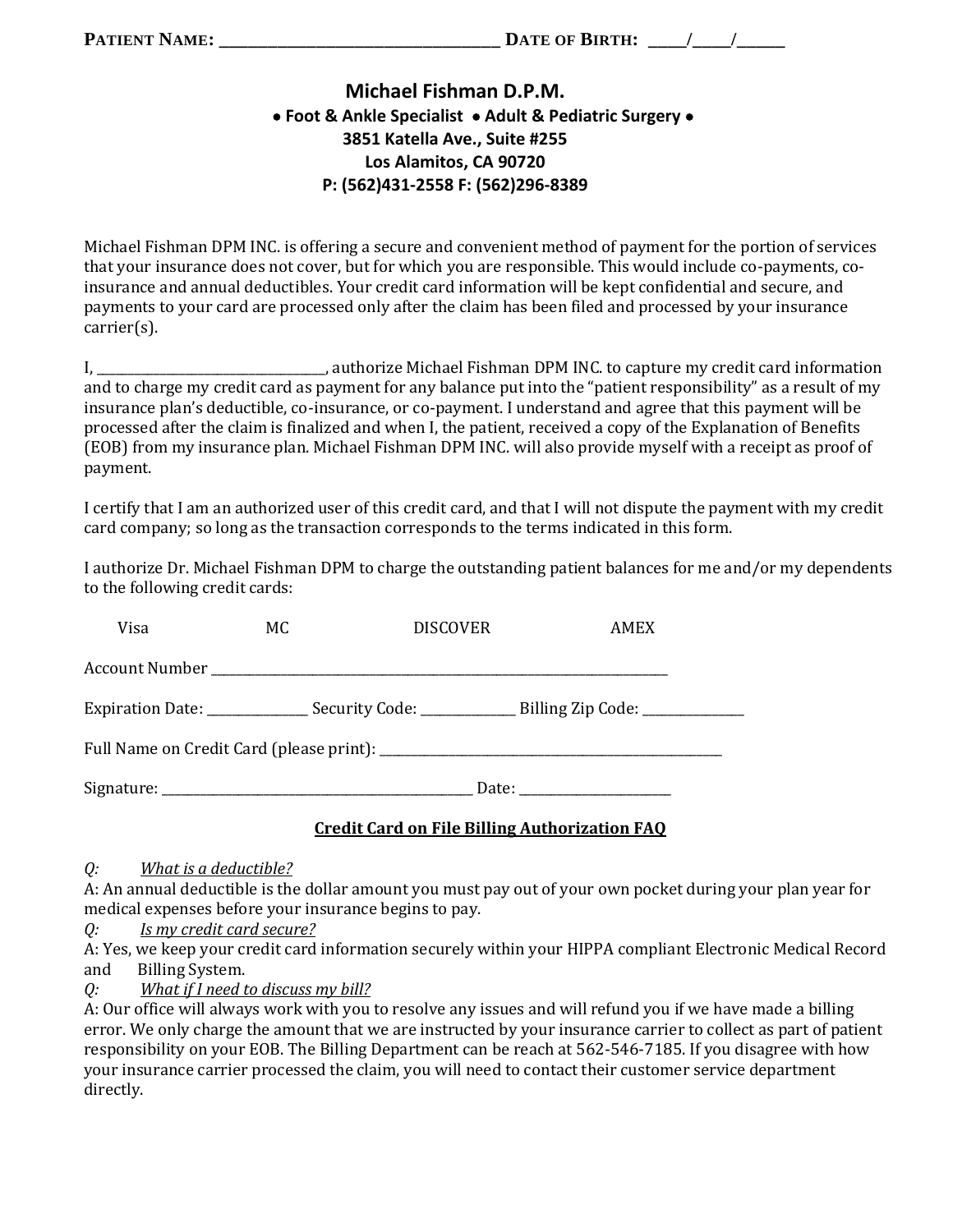**PATIENT NAME: ________________________________ DATE OF BIRTH: ____/____/_____**

## Michael Fishman D.P.M.

**● Foot & Ankle Specialist ● Adult & Pediatric Surgery ●**
**3851 Katella Ave., Suite #255**
**Los Alamitos, CA 90720**
**P: (562)431-2558 F: (562)296-8389**

Michael Fishman DPM INC. is offering a secure and convenient method of payment for the portion of services that your insurance does not cover, but for which you are responsible. This would include co-payments, co-insurance and annual deductibles. Your credit card information will be kept confidential and secure, and payments to your card are processed only after the claim has been filed and processed by your insurance carrier(s).

I, _________________________________, authorize Michael Fishman DPM INC. to capture my credit card information and to charge my credit card as payment for any balance put into the "patient responsibility" as a result of my insurance plan's deductible, co-insurance, or co-payment. I understand and agree that this payment will be processed after the claim is finalized and when I, the patient, received a copy of the Explanation of Benefits (EOB) from my insurance plan. Michael Fishman DPM INC. will also provide myself with a receipt as proof of payment.

I certify that I am an authorized user of this credit card, and that I will not dispute the payment with my credit card company; so long as the transaction corresponds to the terms indicated in this form.

I authorize Dr. Michael Fishman DPM to charge the outstanding patient balances for me and/or my dependents to the following credit cards:

Visa     MC     DISCOVER     AMEX

Account Number ______________________________________________________________________

Expiration Date: ______________ Security Code: ______________ Billing Zip Code: ______________

Full Name on Credit Card (please print): ____________________________________________________

Signature: ______________________________________________ Date: ______________________

### Credit Card on File Billing Authorization FAQ

*Q: What is a deductible?*
A: An annual deductible is the dollar amount you must pay out of your own pocket during your plan year for medical expenses before your insurance begins to pay.

*Q: Is my credit card secure?*
A: Yes, we keep your credit card information securely within your HIPPA compliant Electronic Medical Record and Billing System.

*Q: What if I need to discuss my bill?*
A: Our office will always work with you to resolve any issues and will refund you if we have made a billing error. We only charge the amount that we are instructed by your insurance carrier to collect as part of patient responsibility on your EOB. The Billing Department can be reach at 562-546-7185. If you disagree with how your insurance carrier processed the claim, you will need to contact their customer service department directly.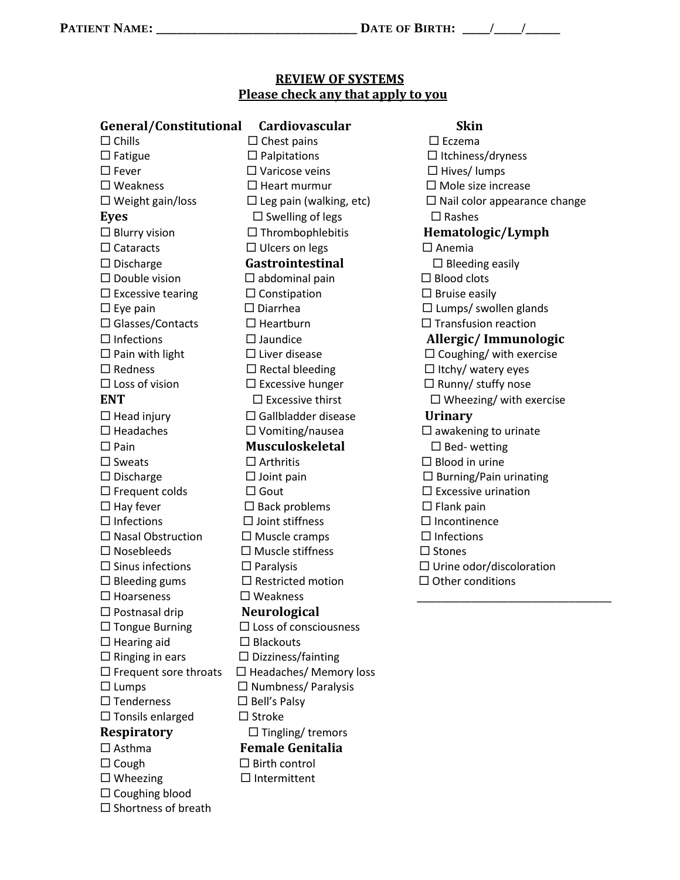**PATIENT NAME:** ______________________________ **DATE OF BIRTH:** ____/____/_____

## REVIEW OF SYSTEMS
## Please check any that apply to you

### General/Constitutional
- ☐ Chills
- ☐ Fatigue
- ☐ Fever
- ☐ Weakness
- ☐ Weight gain/loss

### Eyes
- ☐ Blurry vision
- ☐ Cataracts
- ☐ Discharge
- ☐ Double vision
- ☐ Excessive tearing
- ☐ Eye pain
- ☐ Glasses/Contacts
- ☐ Infections
- ☐ Pain with light
- ☐ Redness
- ☐ Loss of vision

### ENT
- ☐ Head injury
- ☐ Headaches
- ☐ Pain
- ☐ Sweats
- ☐ Discharge
- ☐ Frequent colds
- ☐ Hay fever
- ☐ Infections
- ☐ Nasal Obstruction
- ☐ Nosebleeds
- ☐ Sinus infections
- ☐ Bleeding gums
- ☐ Hoarseness
- ☐ Postnasal drip
- ☐ Tongue Burning
- ☐ Hearing aid
- ☐ Ringing in ears
- ☐ Frequent sore throats
- ☐ Lumps
- ☐ Tenderness
- ☐ Tonsils enlarged

### Respiratory
- ☐ Asthma
- ☐ Cough
- ☐ Wheezing
- ☐ Coughing blood
- ☐ Shortness of breath

### Cardiovascular
- ☐ Chest pains
- ☐ Palpitations
- ☐ Varicose veins
- ☐ Heart murmur
- ☐ Leg pain (walking, etc)
- ☐ Swelling of legs
- ☐ Thrombophlebitis
- ☐ Ulcers on legs

### Gastrointestinal
- ☐ abdominal pain
- ☐ Constipation
- ☐ Diarrhea
- ☐ Heartburn
- ☐ Jaundice
- ☐ Liver disease
- ☐ Rectal bleeding
- ☐ Excessive hunger
- ☐ Excessive thirst
- ☐ Gallbladder disease
- ☐ Vomiting/nausea

### Musculoskeletal
- ☐ Arthritis
- ☐ Joint pain
- ☐ Gout
- ☐ Back problems
- ☐ Joint stiffness
- ☐ Muscle cramps
- ☐ Muscle stiffness
- ☐ Paralysis
- ☐ Restricted motion
- ☐ Weakness

### Neurological
- ☐ Loss of consciousness
- ☐ Blackouts
- ☐ Dizziness/fainting
- ☐ Headaches/ Memory loss
- ☐ Numbness/ Paralysis
- ☐ Bell's Palsy
- ☐ Stroke
- ☐ Tingling/ tremors

### Female Genitalia
- ☐ Birth control
- ☐ Intermittent

### Skin
- ☐ Eczema
- ☐ Itchiness/dryness
- ☐ Hives/ lumps
- ☐ Mole size increase
- ☐ Nail color appearance change
- ☐ Rashes

### Hematologic/Lymph
- ☐ Anemia
- ☐ Bleeding easily
- ☐ Blood clots
- ☐ Bruise easily
- ☐ Lumps/ swollen glands
- ☐ Transfusion reaction

### Allergic/ Immunologic
- ☐ Coughing/ with exercise
- ☐ Itchy/ watery eyes
- ☐ Runny/ stuffy nose
- ☐ Wheezing/ with exercise

### Urinary
- ☐ awakening to urinate
- ☐ Bed- wetting
- ☐ Blood in urine
- ☐ Burning/Pain urinating
- ☐ Excessive urination
- ☐ Flank pain
- ☐ Incontinence
- ☐ Infections
- ☐ Stones
- ☐ Urine odor/discoloration
- ☐ Other conditions

_________________________________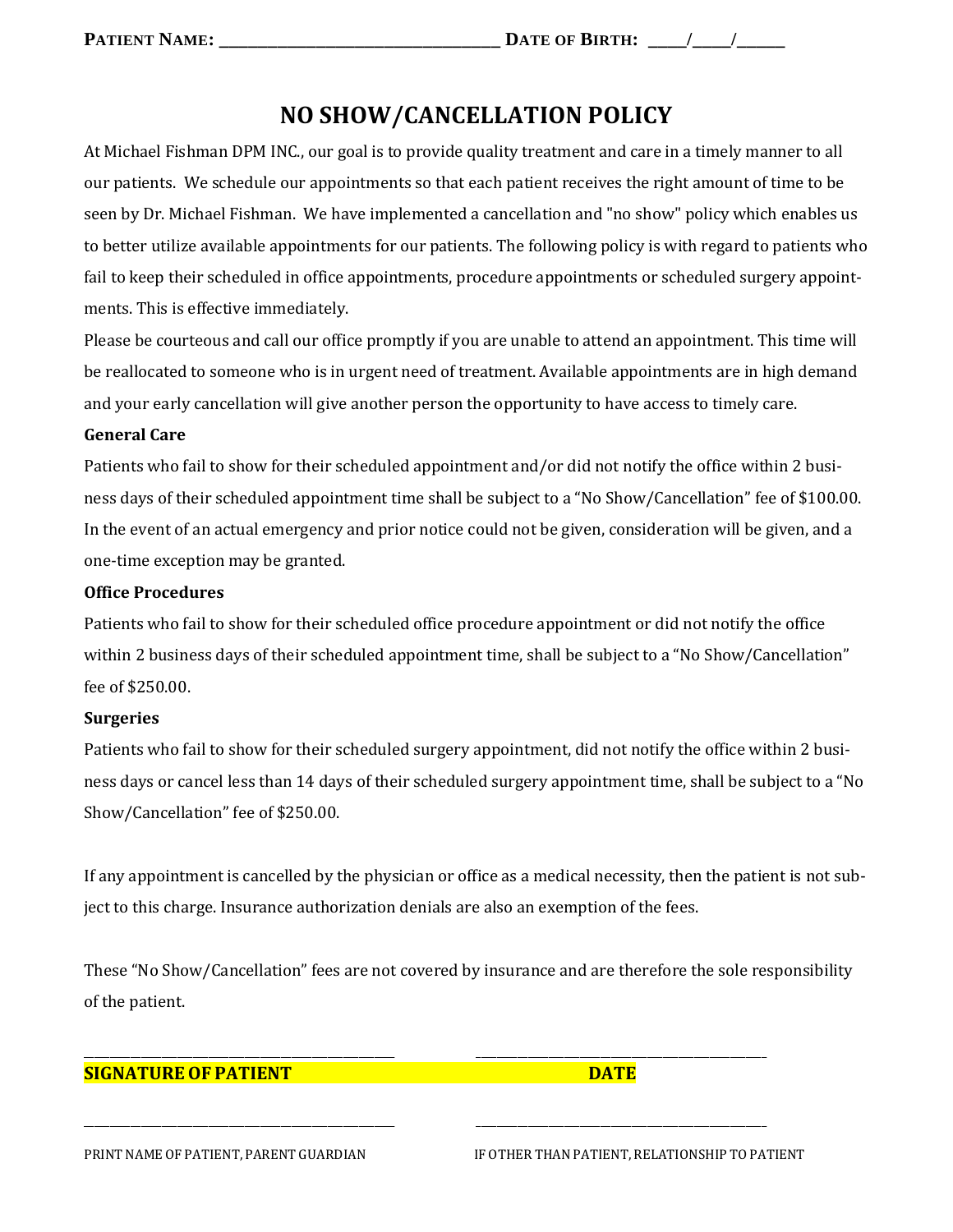**PATIENT NAME: \_\_\_\_\_\_\_\_\_\_\_\_\_\_\_\_\_\_\_\_\_\_\_\_\_\_\_\_\_\_\_\_\_\_ DATE OF BIRTH: \_\_\_\_/\_\_\_\_/\_\_\_\_\_\_**

# NO SHOW/CANCELLATION POLICY

At Michael Fishman DPM INC., our goal is to provide quality treatment and care in a timely manner to all our patients. We schedule our appointments so that each patient receives the right amount of time to be seen by Dr. Michael Fishman. We have implemented a cancellation and "no show" policy which enables us to better utilize available appointments for our patients. The following policy is with regard to patients who fail to keep their scheduled in office appointments, procedure appointments or scheduled surgery appointments. This is effective immediately.

Please be courteous and call our office promptly if you are unable to attend an appointment. This time will be reallocated to someone who is in urgent need of treatment. Available appointments are in high demand and your early cancellation will give another person the opportunity to have access to timely care.

**General Care**

Patients who fail to show for their scheduled appointment and/or did not notify the office within 2 business days of their scheduled appointment time shall be subject to a "No Show/Cancellation" fee of $100.00. In the event of an actual emergency and prior notice could not be given, consideration will be given, and a one-time exception may be granted.

**Office Procedures**

Patients who fail to show for their scheduled office procedure appointment or did not notify the office within 2 business days of their scheduled appointment time, shall be subject to a "No Show/Cancellation" fee of $250.00.

**Surgeries**

Patients who fail to show for their scheduled surgery appointment, did not notify the office within 2 business days or cancel less than 14 days of their scheduled surgery appointment time, shall be subject to a "No Show/Cancellation" fee of $250.00.

If any appointment is cancelled by the physician or office as a medical necessity, then the patient is not subject to this charge. Insurance authorization denials are also an exemption of the fees.

These "No Show/Cancellation" fees are not covered by insurance and are therefore the sole responsibility of the patient.

\_\_\_\_\_\_\_\_\_\_\_\_\_\_\_\_\_\_\_\_\_\_\_\_\_\_\_\_\_\_\_\_\_\_\_\_\_\_\_\_ \_\_\_\_\_\_\_\_\_\_\_\_\_\_\_\_\_\_\_\_\_\_\_\_\_\_\_\_\_\_\_\_\_\_\_\_\_\_\_\_

**SIGNATURE OF PATIENT** **DATE**

\_\_\_\_\_\_\_\_\_\_\_\_\_\_\_\_\_\_\_\_\_\_\_\_\_\_\_\_\_\_\_\_\_\_\_\_\_\_\_\_ \_\_\_\_\_\_\_\_\_\_\_\_\_\_\_\_\_\_\_\_\_\_\_\_\_\_\_\_\_\_\_\_\_\_\_\_\_\_\_\_

PRINT NAME OF PATIENT, PARENT GUARDIAN IF OTHER THAN PATIENT, RELATIONSHIP TO PATIENT